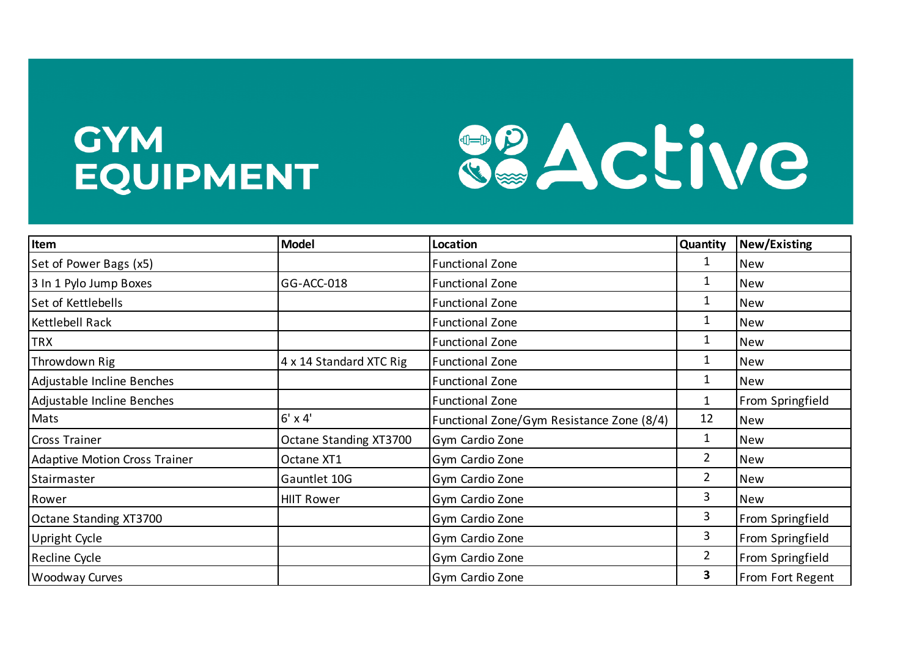# GYM EQUIPMENT

Active

| Item | Model | Location | Quantity | New/Existing |
|---|---|---|---|---|
| Set of Power Bags (x5) | | Functional Zone | 1 | New |
| 3 In 1 Pylo Jump Boxes | GG-ACC-018 | Functional Zone | 1 | New |
| Set of Kettlebells | | Functional Zone | 1 | New |
| Kettlebell Rack | | Functional Zone | 1 | New |
| TRX | | Functional Zone | 1 | New |
| Throwdown Rig | 4 x 14 Standard XTC Rig | Functional Zone | 1 | New |
| Adjustable Incline Benches | | Functional Zone | 1 | New |
| Adjustable Incline Benches | | Functional Zone | 1 | From Springfield |
| Mats | 6' x 4' | Functional Zone/Gym Resistance Zone (8/4) | 12 | New |
| Cross Trainer | Octane Standing XT3700 | Gym Cardio Zone | 1 | New |
| Adaptive Motion Cross Trainer | Octane XT1 | Gym Cardio Zone | 2 | New |
| Stairmaster | Gauntlet 10G | Gym Cardio Zone | 2 | New |
| Rower | HIIT Rower | Gym Cardio Zone | 3 | New |
| Octane Standing XT3700 | | Gym Cardio Zone | 3 | From Springfield |
| Upright Cycle | | Gym Cardio Zone | 3 | From Springfield |
| Recline Cycle | | Gym Cardio Zone | 2 | From Springfield |
| Woodway Curves | | Gym Cardio Zone | **3** | From Fort Regent |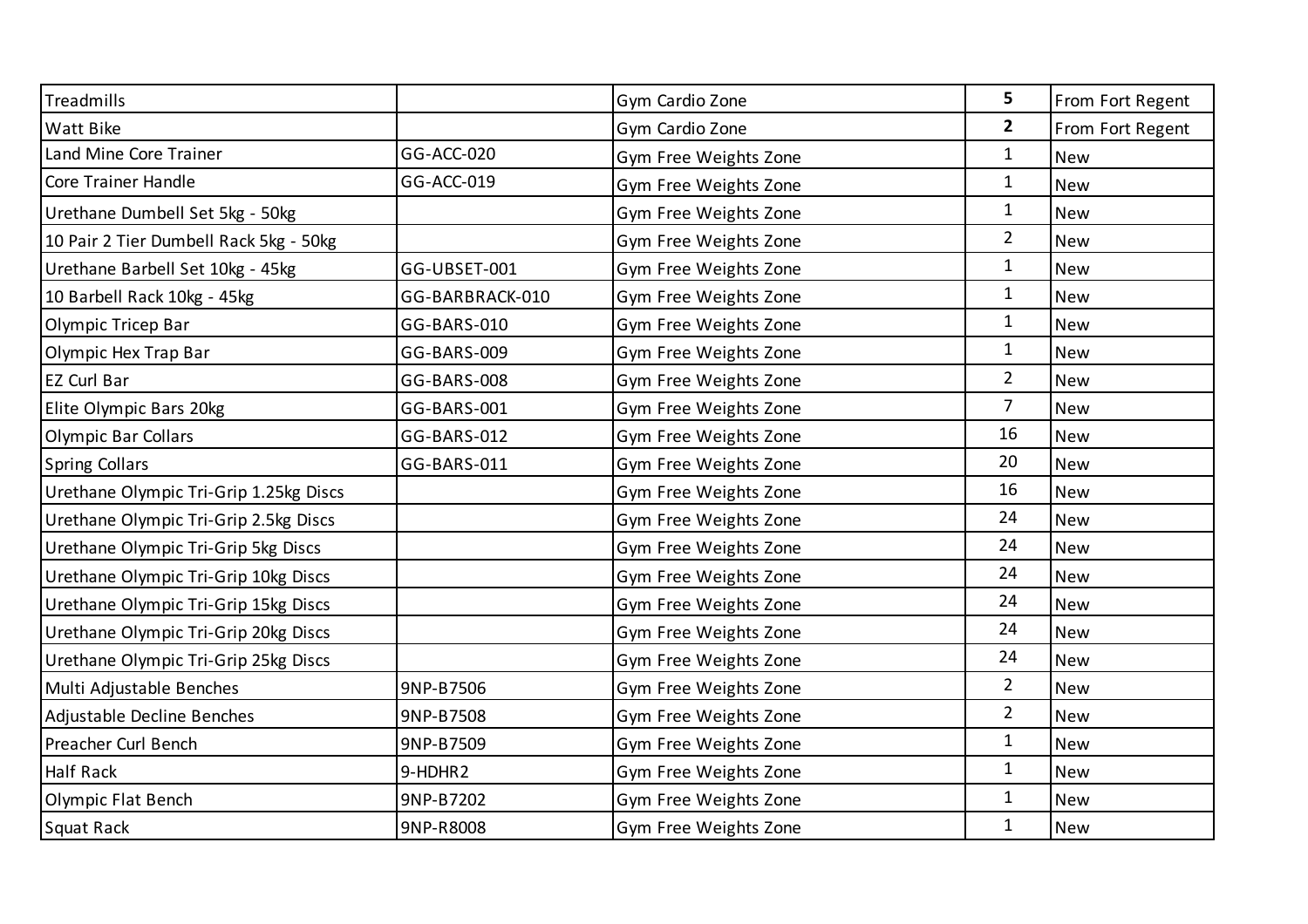| Treadmills | | Gym Cardio Zone | **5** | From Fort Regent |
|---|---|---|---|---|
| Watt Bike | | Gym Cardio Zone | **2** | From Fort Regent |
| Land Mine Core Trainer | GG-ACC-020 | Gym Free Weights Zone | 1 | New |
| Core Trainer Handle | GG-ACC-019 | Gym Free Weights Zone | 1 | New |
| Urethane Dumbell Set 5kg - 50kg | | Gym Free Weights Zone | 1 | New |
| 10 Pair 2 Tier Dumbell Rack 5kg - 50kg | | Gym Free Weights Zone | 2 | New |
| Urethane Barbell Set 10kg - 45kg | GG-UBSET-001 | Gym Free Weights Zone | 1 | New |
| 10 Barbell Rack 10kg - 45kg | GG-BARBRACK-010 | Gym Free Weights Zone | 1 | New |
| Olympic Tricep Bar | GG-BARS-010 | Gym Free Weights Zone | 1 | New |
| Olympic Hex Trap Bar | GG-BARS-009 | Gym Free Weights Zone | 1 | New |
| EZ Curl Bar | GG-BARS-008 | Gym Free Weights Zone | 2 | New |
| Elite Olympic Bars 20kg | GG-BARS-001 | Gym Free Weights Zone | 7 | New |
| Olympic Bar Collars | GG-BARS-012 | Gym Free Weights Zone | 16 | New |
| Spring Collars | GG-BARS-011 | Gym Free Weights Zone | 20 | New |
| Urethane Olympic Tri-Grip 1.25kg Discs | | Gym Free Weights Zone | 16 | New |
| Urethane Olympic Tri-Grip 2.5kg Discs | | Gym Free Weights Zone | 24 | New |
| Urethane Olympic Tri-Grip 5kg Discs | | Gym Free Weights Zone | 24 | New |
| Urethane Olympic Tri-Grip 10kg Discs | | Gym Free Weights Zone | 24 | New |
| Urethane Olympic Tri-Grip 15kg Discs | | Gym Free Weights Zone | 24 | New |
| Urethane Olympic Tri-Grip 20kg Discs | | Gym Free Weights Zone | 24 | New |
| Urethane Olympic Tri-Grip 25kg Discs | | Gym Free Weights Zone | 24 | New |
| Multi Adjustable Benches | 9NP-B7506 | Gym Free Weights Zone | 2 | New |
| Adjustable Decline Benches | 9NP-B7508 | Gym Free Weights Zone | 2 | New |
| Preacher Curl Bench | 9NP-B7509 | Gym Free Weights Zone | 1 | New |
| Half Rack | 9-HDHR2 | Gym Free Weights Zone | 1 | New |
| Olympic Flat Bench | 9NP-B7202 | Gym Free Weights Zone | 1 | New |
| Squat Rack | 9NP-R8008 | Gym Free Weights Zone | 1 | New |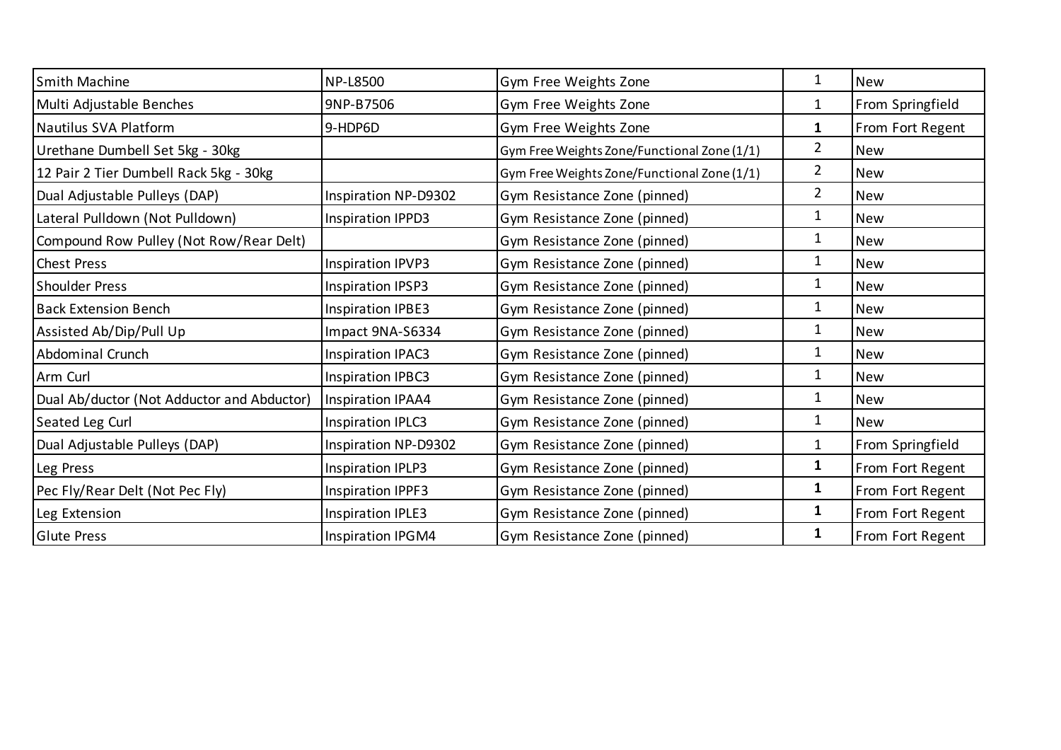| | | | | |
|---|---|---|---|---|
| Smith Machine | NP-L8500 | Gym Free Weights Zone | 1 | New |
| Multi Adjustable Benches | 9NP-B7506 | Gym Free Weights Zone | 1 | From Springfield |
| Nautilus SVA Platform | 9-HDP6D | Gym Free Weights Zone | **1** | From Fort Regent |
| Urethane Dumbell Set 5kg - 30kg | | Gym Free Weights Zone/Functional Zone (1/1) | 2 | New |
| 12 Pair 2 Tier Dumbell Rack 5kg - 30kg | | Gym Free Weights Zone/Functional Zone (1/1) | 2 | New |
| Dual Adjustable Pulleys (DAP) | Inspiration NP-D9302 | Gym Resistance Zone (pinned) | 2 | New |
| Lateral Pulldown (Not Pulldown) | Inspiration IPPD3 | Gym Resistance Zone (pinned) | 1 | New |
| Compound Row Pulley (Not Row/Rear Delt) | | Gym Resistance Zone (pinned) | 1 | New |
| Chest Press | Inspiration IPVP3 | Gym Resistance Zone (pinned) | 1 | New |
| Shoulder Press | Inspiration IPSP3 | Gym Resistance Zone (pinned) | 1 | New |
| Back Extension Bench | Inspiration IPBE3 | Gym Resistance Zone (pinned) | 1 | New |
| Assisted Ab/Dip/Pull Up | Impact 9NA-S6334 | Gym Resistance Zone (pinned) | 1 | New |
| Abdominal Crunch | Inspiration IPAC3 | Gym Resistance Zone (pinned) | 1 | New |
| Arm Curl | Inspiration IPBC3 | Gym Resistance Zone (pinned) | 1 | New |
| Dual Ab/ductor (Not Adductor and Abductor) | Inspiration IPAA4 | Gym Resistance Zone (pinned) | 1 | New |
| Seated Leg Curl | Inspiration IPLC3 | Gym Resistance Zone (pinned) | 1 | New |
| Dual Adjustable Pulleys (DAP) | Inspiration NP-D9302 | Gym Resistance Zone (pinned) | 1 | From Springfield |
| Leg Press | Inspiration IPLP3 | Gym Resistance Zone (pinned) | **1** | From Fort Regent |
| Pec Fly/Rear Delt (Not Pec Fly) | Inspiration IPPF3 | Gym Resistance Zone (pinned) | **1** | From Fort Regent |
| Leg Extension | Inspiration IPLE3 | Gym Resistance Zone (pinned) | **1** | From Fort Regent |
| Glute Press | Inspiration IPGM4 | Gym Resistance Zone (pinned) | **1** | From Fort Regent |